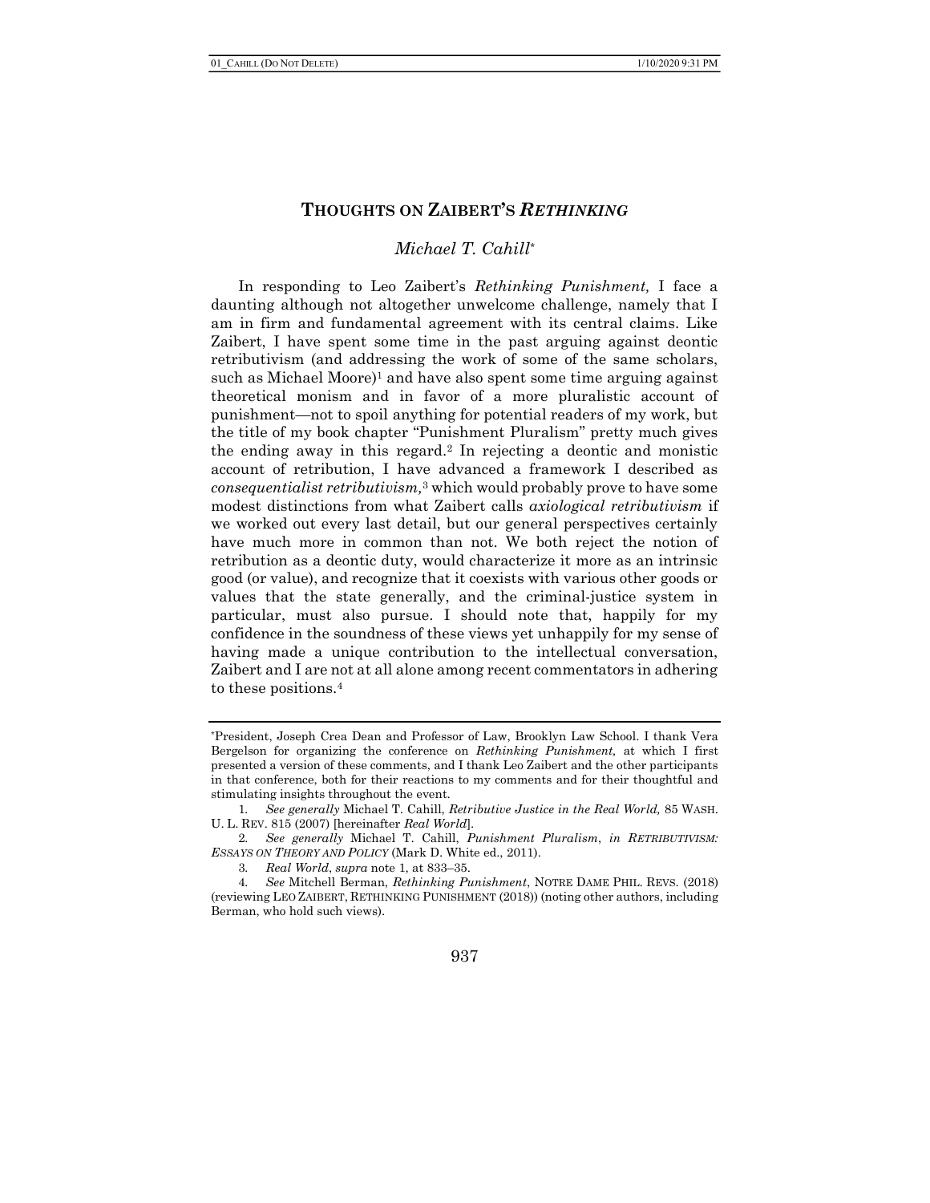# THOUGHTS ON ZAIBERT'S *RETHINKING*

*Michael T. Cahill**

In responding to Leo Zaibert's *Rethinking Punishment,* I face a daunting although not altogether unwelcome challenge, namely that I am in firm and fundamental agreement with its central claims. Like Zaibert, I have spent some time in the past arguing against deontic retributivism (and addressing the work of some of the same scholars, such as Michael Moore)[1] and have also spent some time arguing against theoretical monism and in favor of a more pluralistic account of punishment—not to spoil anything for potential readers of my work, but the title of my book chapter "Punishment Pluralism" pretty much gives the ending away in this regard.[2] In rejecting a deontic and monistic account of retribution, I have advanced a framework I described as *consequentialist retributivism,*[3] which would probably prove to have some modest distinctions from what Zaibert calls *axiological retributivism* if we worked out every last detail, but our general perspectives certainly have much more in common than not. We both reject the notion of retribution as a deontic duty, would characterize it more as an intrinsic good (or value), and recognize that it coexists with various other goods or values that the state generally, and the criminal-justice system in particular, must also pursue. I should note that, happily for my confidence in the soundness of these views yet unhappily for my sense of having made a unique contribution to the intellectual conversation, Zaibert and I are not at all alone among recent commentators in adhering to these positions.[4]

---

*President, Joseph Crea Dean and Professor of Law, Brooklyn Law School. I thank Vera Bergelson for organizing the conference on *Rethinking Punishment,* at which I first presented a version of these comments, and I thank Leo Zaibert and the other participants in that conference, both for their reactions to my comments and for their thoughtful and stimulating insights throughout the event.

1. *See generally* Michael T. Cahill, *Retributive Justice in the Real World,* 85 WASH. U. L. REV. 815 (2007) [hereinafter *Real World*].

2. *See generally* Michael T. Cahill, *Punishment Pluralism*, *in RETRIBUTIVISM: ESSAYS ON THEORY AND POLICY* (Mark D. White ed., 2011).

3. *Real World*, *supra* note 1, at 833–35.

4. *See* Mitchell Berman, *Rethinking Punishment*, NOTRE DAME PHIL. REVS. (2018) (reviewing LEO ZAIBERT, RETHINKING PUNISHMENT (2018)) (noting other authors, including Berman, who hold such views).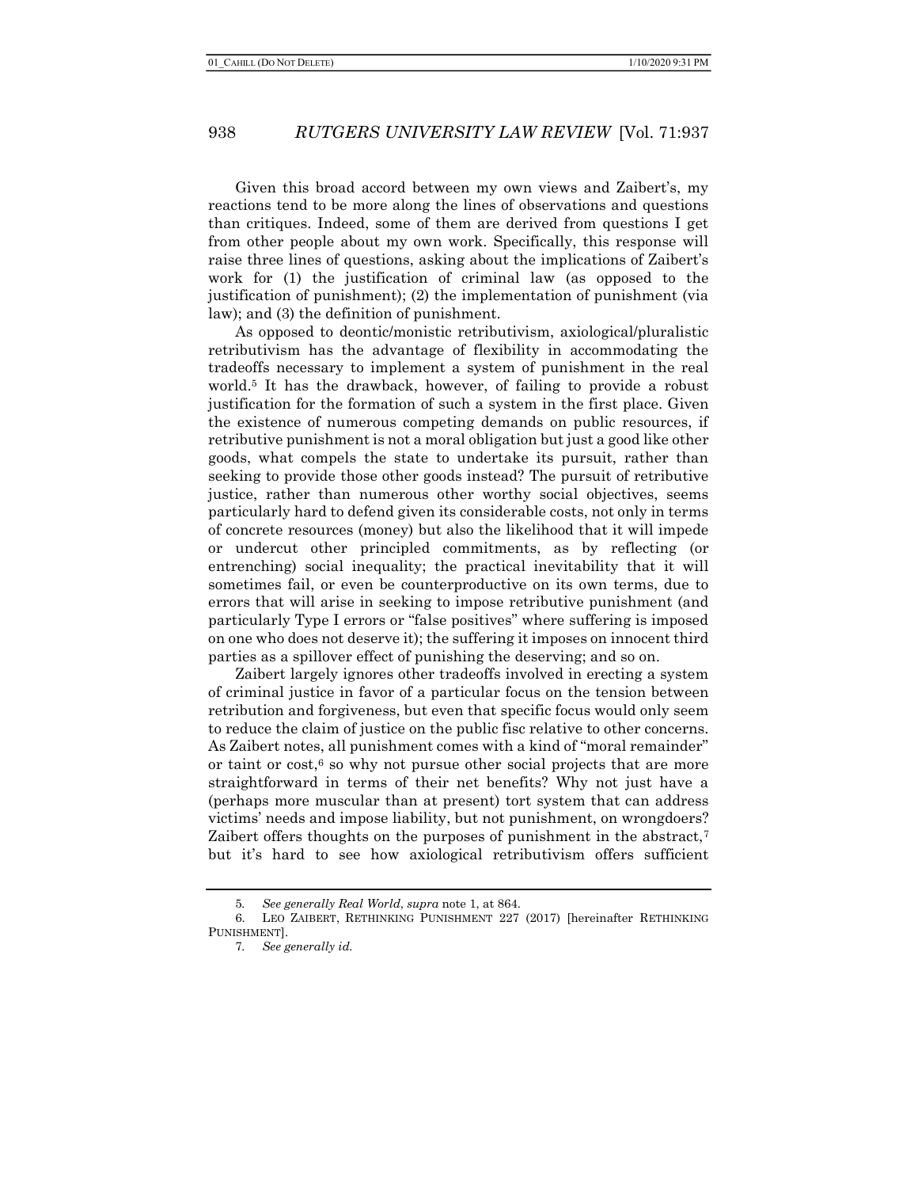Given this broad accord between my own views and Zaibert's, my reactions tend to be more along the lines of observations and questions than critiques. Indeed, some of them are derived from questions I get from other people about my own work. Specifically, this response will raise three lines of questions, asking about the implications of Zaibert's work for (1) the justification of criminal law (as opposed to the justification of punishment); (2) the implementation of punishment (via law); and (3) the definition of punishment.

As opposed to deontic/monistic retributivism, axiological/pluralistic retributivism has the advantage of flexibility in accommodating the tradeoffs necessary to implement a system of punishment in the real world.[5] It has the drawback, however, of failing to provide a robust justification for the formation of such a system in the first place. Given the existence of numerous competing demands on public resources, if retributive punishment is not a moral obligation but just a good like other goods, what compels the state to undertake its pursuit, rather than seeking to provide those other goods instead? The pursuit of retributive justice, rather than numerous other worthy social objectives, seems particularly hard to defend given its considerable costs, not only in terms of concrete resources (money) but also the likelihood that it will impede or undercut other principled commitments, as by reflecting (or entrenching) social inequality; the practical inevitability that it will sometimes fail, or even be counterproductive on its own terms, due to errors that will arise in seeking to impose retributive punishment (and particularly Type I errors or "false positives" where suffering is imposed on one who does not deserve it); the suffering it imposes on innocent third parties as a spillover effect of punishing the deserving; and so on.

Zaibert largely ignores other tradeoffs involved in erecting a system of criminal justice in favor of a particular focus on the tension between retribution and forgiveness, but even that specific focus would only seem to reduce the claim of justice on the public fisc relative to other concerns. As Zaibert notes, all punishment comes with a kind of "moral remainder" or taint or cost,[6] so why not pursue other social projects that are more straightforward in terms of their net benefits? Why not just have a (perhaps more muscular than at present) tort system that can address victims' needs and impose liability, but not punishment, on wrongdoers? Zaibert offers thoughts on the purposes of punishment in the abstract,[7] but it's hard to see how axiological retributivism offers sufficient

---

5. *See generally Real World*, *supra* note 1, at 864.

6. LEO ZAIBERT, RETHINKING PUNISHMENT 227 (2017) [hereinafter RETHINKING PUNISHMENT].

7. *See generally id.*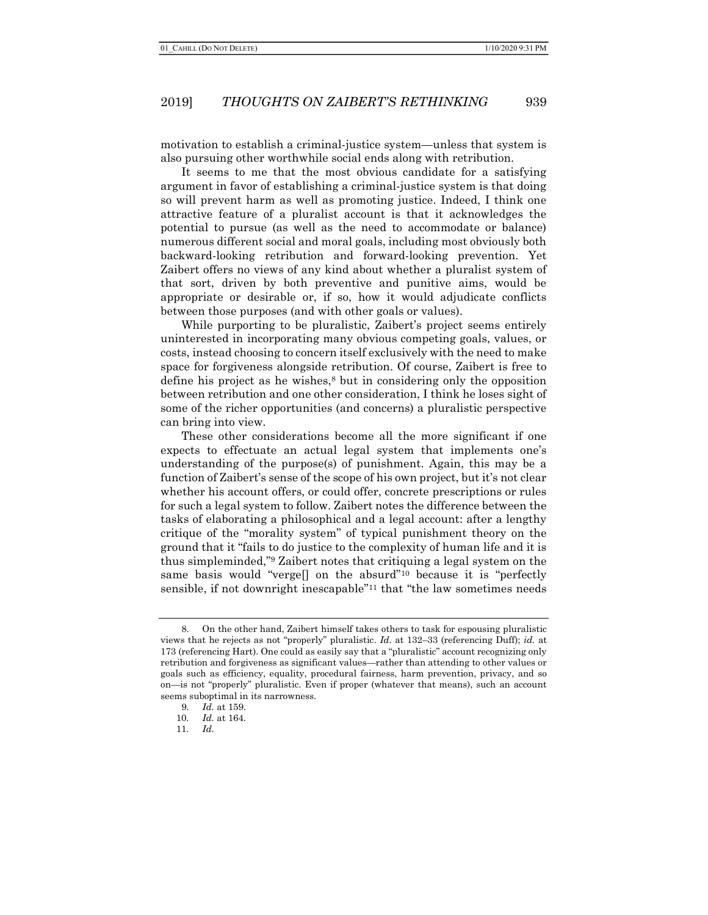motivation to establish a criminal-justice system—unless that system is also pursuing other worthwhile social ends along with retribution.

It seems to me that the most obvious candidate for a satisfying argument in favor of establishing a criminal-justice system is that doing so will prevent harm as well as promoting justice. Indeed, I think one attractive feature of a pluralist account is that it acknowledges the potential to pursue (as well as the need to accommodate or balance) numerous different social and moral goals, including most obviously both backward-looking retribution and forward-looking prevention. Yet Zaibert offers no views of any kind about whether a pluralist system of that sort, driven by both preventive and punitive aims, would be appropriate or desirable or, if so, how it would adjudicate conflicts between those purposes (and with other goals or values).

While purporting to be pluralistic, Zaibert's project seems entirely uninterested in incorporating many obvious competing goals, values, or costs, instead choosing to concern itself exclusively with the need to make space for forgiveness alongside retribution. Of course, Zaibert is free to define his project as he wishes,[8] but in considering only the opposition between retribution and one other consideration, I think he loses sight of some of the richer opportunities (and concerns) a pluralistic perspective can bring into view.

These other considerations become all the more significant if one expects to effectuate an actual legal system that implements one's understanding of the purpose(s) of punishment. Again, this may be a function of Zaibert's sense of the scope of his own project, but it's not clear whether his account offers, or could offer, concrete prescriptions or rules for such a legal system to follow. Zaibert notes the difference between the tasks of elaborating a philosophical and a legal account: after a lengthy critique of the "morality system" of typical punishment theory on the ground that it "fails to do justice to the complexity of human life and it is thus simpleminded,"[9] Zaibert notes that critiquing a legal system on the same basis would "verge[] on the absurd"[10] because it is "perfectly sensible, if not downright inescapable"[11] that "the law sometimes needs

---

8. On the other hand, Zaibert himself takes others to task for espousing pluralistic views that he rejects as not "properly" pluralistic. *Id.* at 132–33 (referencing Duff); *id.* at 173 (referencing Hart). One could as easily say that a "pluralistic" account recognizing only retribution and forgiveness as significant values—rather than attending to other values or goals such as efficiency, equality, procedural fairness, harm prevention, privacy, and so on—is not "properly" pluralistic. Even if proper (whatever that means), such an account seems suboptimal in its narrowness.

9. *Id.* at 159.

10. *Id.* at 164.

11. *Id.*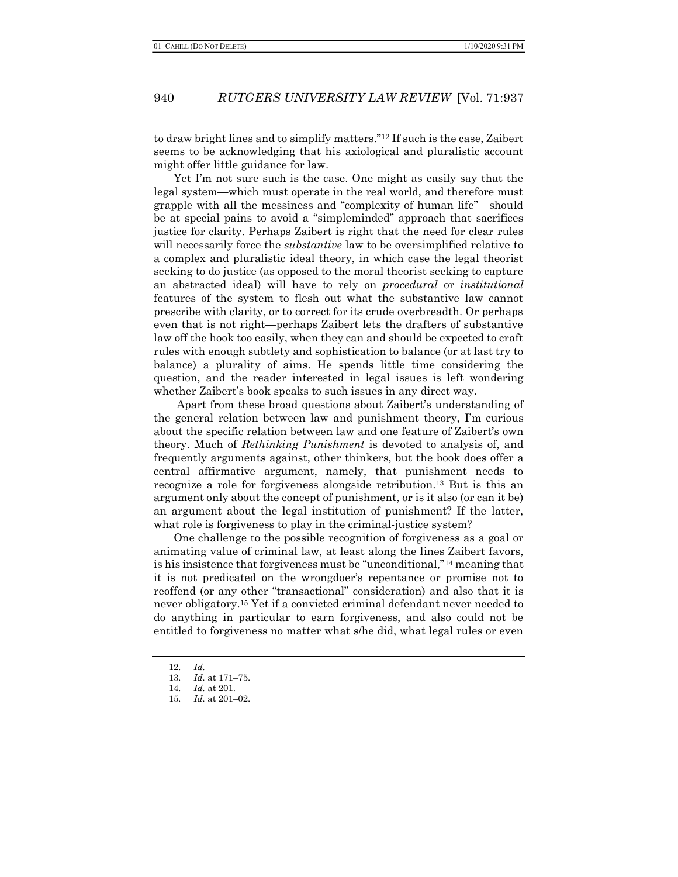to draw bright lines and to simplify matters."[12] If such is the case, Zaibert seems to be acknowledging that his axiological and pluralistic account might offer little guidance for law.

Yet I'm not sure such is the case. One might as easily say that the legal system—which must operate in the real world, and therefore must grapple with all the messiness and "complexity of human life"—should be at special pains to avoid a "simpleminded" approach that sacrifices justice for clarity. Perhaps Zaibert is right that the need for clear rules will necessarily force the *substantive* law to be oversimplified relative to a complex and pluralistic ideal theory, in which case the legal theorist seeking to do justice (as opposed to the moral theorist seeking to capture an abstracted ideal) will have to rely on *procedural* or *institutional* features of the system to flesh out what the substantive law cannot prescribe with clarity, or to correct for its crude overbreadth. Or perhaps even that is not right—perhaps Zaibert lets the drafters of substantive law off the hook too easily, when they can and should be expected to craft rules with enough subtlety and sophistication to balance (or at last try to balance) a plurality of aims. He spends little time considering the question, and the reader interested in legal issues is left wondering whether Zaibert's book speaks to such issues in any direct way.

Apart from these broad questions about Zaibert's understanding of the general relation between law and punishment theory, I'm curious about the specific relation between law and one feature of Zaibert's own theory. Much of *Rethinking Punishment* is devoted to analysis of, and frequently arguments against, other thinkers, but the book does offer a central affirmative argument, namely, that punishment needs to recognize a role for forgiveness alongside retribution.[13] But is this an argument only about the concept of punishment, or is it also (or can it be) an argument about the legal institution of punishment? If the latter, what role is forgiveness to play in the criminal-justice system?

One challenge to the possible recognition of forgiveness as a goal or animating value of criminal law, at least along the lines Zaibert favors, is his insistence that forgiveness must be "unconditional,"[14] meaning that it is not predicated on the wrongdoer's repentance or promise not to reoffend (or any other "transactional" consideration) and also that it is never obligatory.[15] Yet if a convicted criminal defendant never needed to do anything in particular to earn forgiveness, and also could not be entitled to forgiveness no matter what s/he did, what legal rules or even

12. *Id.*
13. *Id.* at 171–75.
14. *Id.* at 201.
15. *Id.* at 201–02.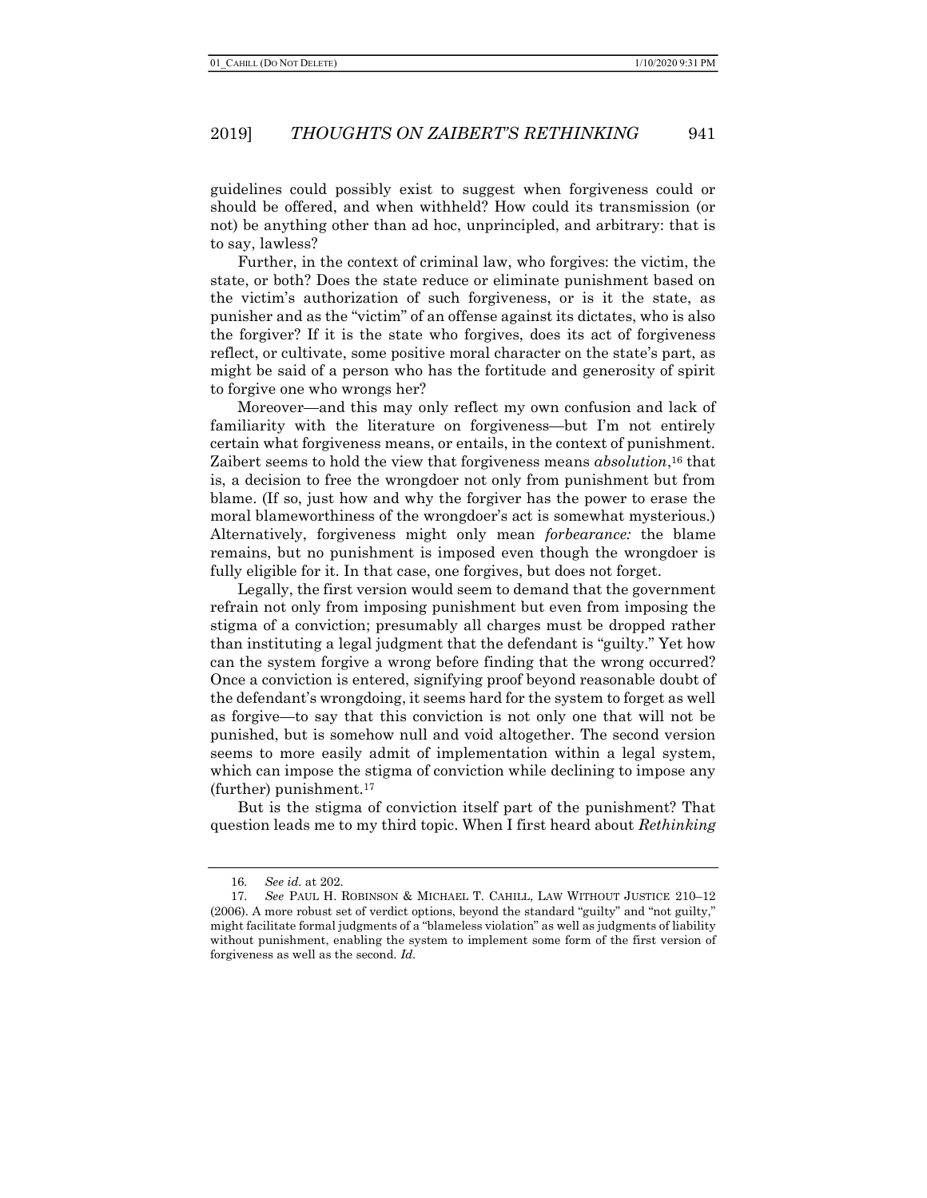guidelines could possibly exist to suggest when forgiveness could or should be offered, and when withheld? How could its transmission (or not) be anything other than ad hoc, unprincipled, and arbitrary: that is to say, lawless?

Further, in the context of criminal law, who forgives: the victim, the state, or both? Does the state reduce or eliminate punishment based on the victim's authorization of such forgiveness, or is it the state, as punisher and as the "victim" of an offense against its dictates, who is also the forgiver? If it is the state who forgives, does its act of forgiveness reflect, or cultivate, some positive moral character on the state's part, as might be said of a person who has the fortitude and generosity of spirit to forgive one who wrongs her?

Moreover—and this may only reflect my own confusion and lack of familiarity with the literature on forgiveness—but I'm not entirely certain what forgiveness means, or entails, in the context of punishment. Zaibert seems to hold the view that forgiveness means *absolution*,[16] that is, a decision to free the wrongdoer not only from punishment but from blame. (If so, just how and why the forgiver has the power to erase the moral blameworthiness of the wrongdoer's act is somewhat mysterious.) Alternatively, forgiveness might only mean *forbearance:* the blame remains, but no punishment is imposed even though the wrongdoer is fully eligible for it. In that case, one forgives, but does not forget.

Legally, the first version would seem to demand that the government refrain not only from imposing punishment but even from imposing the stigma of a conviction; presumably all charges must be dropped rather than instituting a legal judgment that the defendant is "guilty." Yet how can the system forgive a wrong before finding that the wrong occurred? Once a conviction is entered, signifying proof beyond reasonable doubt of the defendant's wrongdoing, it seems hard for the system to forget as well as forgive—to say that this conviction is not only one that will not be punished, but is somehow null and void altogether. The second version seems to more easily admit of implementation within a legal system, which can impose the stigma of conviction while declining to impose any (further) punishment.[17]

But is the stigma of conviction itself part of the punishment? That question leads me to my third topic. When I first heard about *Rethinking*

---

16. *See id.* at 202.

17. *See* PAUL H. ROBINSON & MICHAEL T. CAHILL, LAW WITHOUT JUSTICE 210–12 (2006). A more robust set of verdict options, beyond the standard "guilty" and "not guilty," might facilitate formal judgments of a "blameless violation" as well as judgments of liability without punishment, enabling the system to implement some form of the first version of forgiveness as well as the second. *Id.*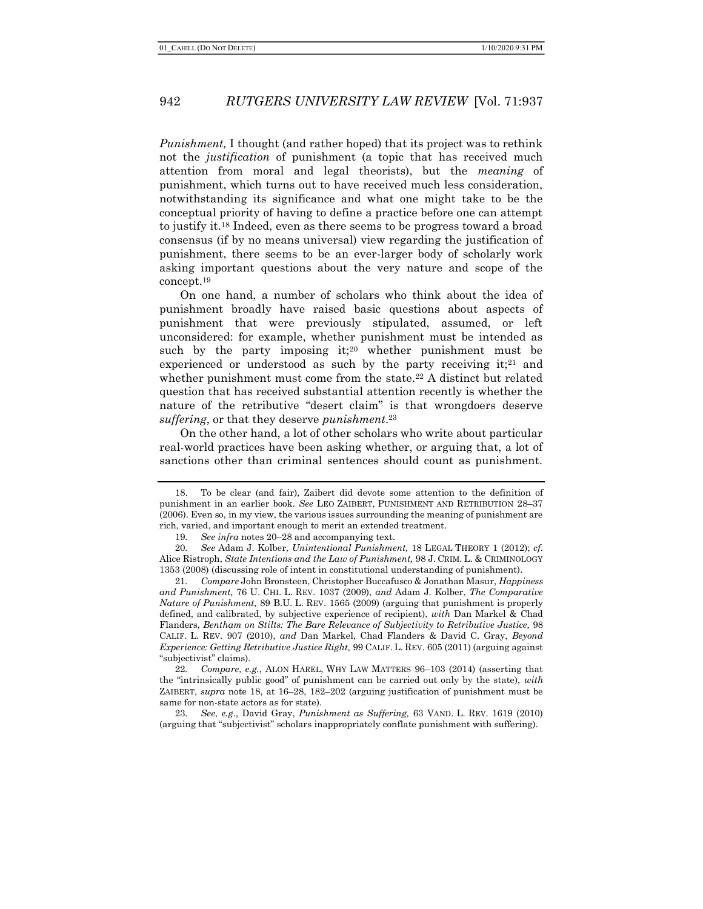*Punishment,* I thought (and rather hoped) that its project was to rethink not the *justification* of punishment (a topic that has received much attention from moral and legal theorists), but the *meaning* of punishment, which turns out to have received much less consideration, notwithstanding its significance and what one might take to be the conceptual priority of having to define a practice before one can attempt to justify it.[18] Indeed, even as there seems to be progress toward a broad consensus (if by no means universal) view regarding the justification of punishment, there seems to be an ever-larger body of scholarly work asking important questions about the very nature and scope of the concept.[19]

On one hand, a number of scholars who think about the idea of punishment broadly have raised basic questions about aspects of punishment that were previously stipulated, assumed, or left unconsidered: for example, whether punishment must be intended as such by the party imposing it;[20] whether punishment must be experienced or understood as such by the party receiving it;[21] and whether punishment must come from the state.[22] A distinct but related question that has received substantial attention recently is whether the nature of the retributive "desert claim" is that wrongdoers deserve *suffering*, or that they deserve *punishment*.[23]

On the other hand, a lot of other scholars who write about particular real-world practices have been asking whether, or arguing that, a lot of sanctions other than criminal sentences should count as punishment.

---

18. To be clear (and fair), Zaibert did devote some attention to the definition of punishment in an earlier book. *See* LEO ZAIBERT, PUNISHMENT AND RETRIBUTION 28–37 (2006). Even so, in my view, the various issues surrounding the meaning of punishment are rich, varied, and important enough to merit an extended treatment.

19. *See infra* notes 20–28 and accompanying text.

20. *See* Adam J. Kolber, *Unintentional Punishment,* 18 LEGAL THEORY 1 (2012); *cf.* Alice Ristroph, *State Intentions and the Law of Punishment,* 98 J. CRIM. L. & CRIMINOLOGY 1353 (2008) (discussing role of intent in constitutional understanding of punishment).

21. *Compare* John Bronsteen, Christopher Buccafusco & Jonathan Masur, *Happiness and Punishment,* 76 U. CHI. L. REV. 1037 (2009), *and* Adam J. Kolber, *The Comparative Nature of Punishment,* 89 B.U. L. REV. 1565 (2009) (arguing that punishment is properly defined, and calibrated, by subjective experience of recipient), *with* Dan Markel & Chad Flanders, *Bentham on Stilts: The Bare Relevance of Subjectivity to Retributive Justice,* 98 CALIF. L. REV. 907 (2010), *and* Dan Markel, Chad Flanders & David C. Gray, *Beyond Experience: Getting Retributive Justice Right,* 99 CALIF. L. REV. 605 (2011) (arguing against "subjectivist" claims).

22. *Compare, e.g.*, ALON HAREL, WHY LAW MATTERS 96–103 (2014) (asserting that the "intrinsically public good" of punishment can be carried out only by the state), *with* ZAIBERT, *supra* note 18, at 16–28, 182–202 (arguing justification of punishment must be same for non-state actors as for state).

23. *See, e.g.*, David Gray, *Punishment as Suffering,* 63 VAND. L. REV. 1619 (2010) (arguing that "subjectivist" scholars inappropriately conflate punishment with suffering).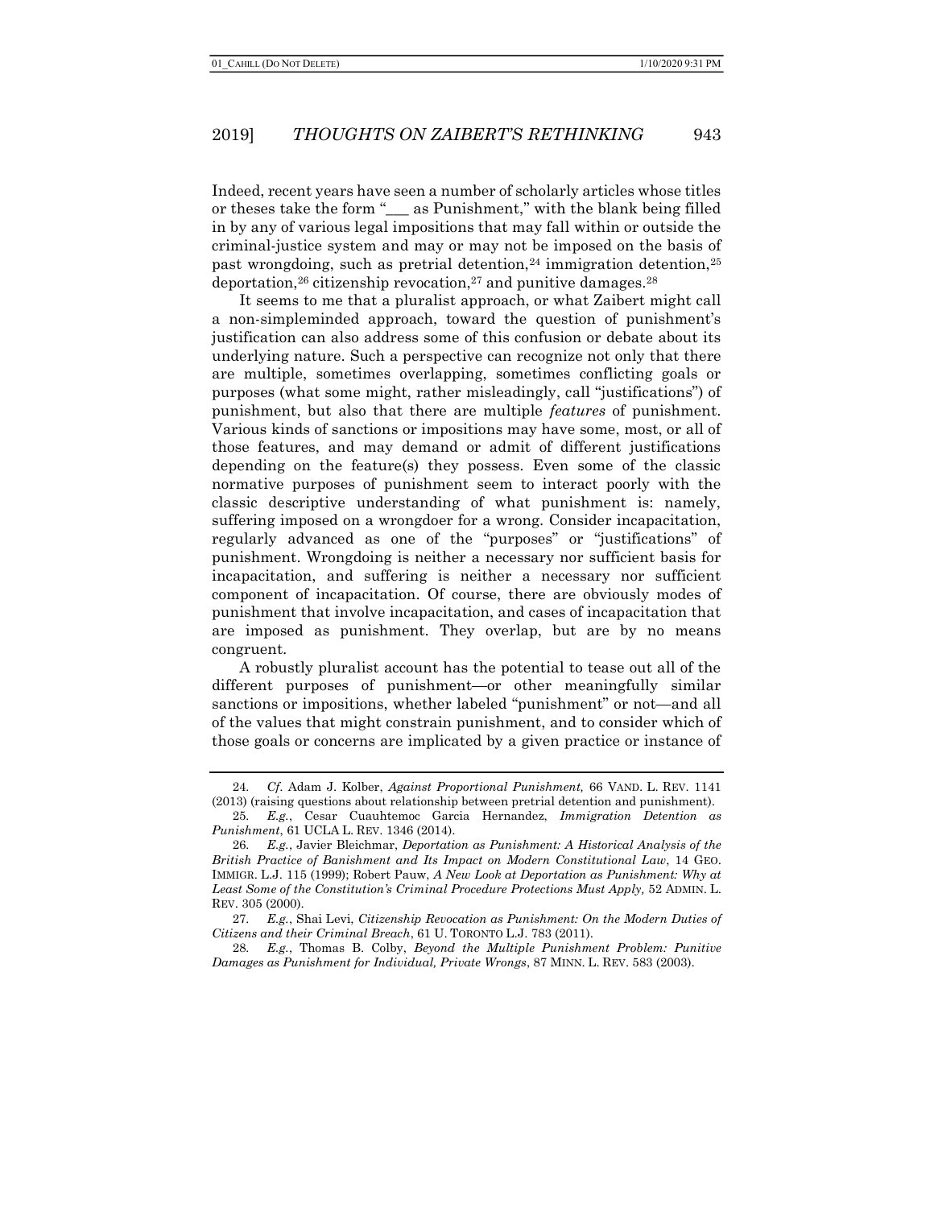Indeed, recent years have seen a number of scholarly articles whose titles or theses take the form "___ as Punishment," with the blank being filled in by any of various legal impositions that may fall within or outside the criminal-justice system and may or may not be imposed on the basis of past wrongdoing, such as pretrial detention,[24] immigration detention,[25] deportation,[26] citizenship revocation,[27] and punitive damages.[28]

It seems to me that a pluralist approach, or what Zaibert might call a non-simpleminded approach, toward the question of punishment's justification can also address some of this confusion or debate about its underlying nature. Such a perspective can recognize not only that there are multiple, sometimes overlapping, sometimes conflicting goals or purposes (what some might, rather misleadingly, call "justifications") of punishment, but also that there are multiple *features* of punishment. Various kinds of sanctions or impositions may have some, most, or all of those features, and may demand or admit of different justifications depending on the feature(s) they possess. Even some of the classic normative purposes of punishment seem to interact poorly with the classic descriptive understanding of what punishment is: namely, suffering imposed on a wrongdoer for a wrong. Consider incapacitation, regularly advanced as one of the "purposes" or "justifications" of punishment. Wrongdoing is neither a necessary nor sufficient basis for incapacitation, and suffering is neither a necessary nor sufficient component of incapacitation. Of course, there are obviously modes of punishment that involve incapacitation, and cases of incapacitation that are imposed as punishment. They overlap, but are by no means congruent.

A robustly pluralist account has the potential to tease out all of the different purposes of punishment—or other meaningfully similar sanctions or impositions, whether labeled "punishment" or not—and all of the values that might constrain punishment, and to consider which of those goals or concerns are implicated by a given practice or instance of

---

24. *Cf.* Adam J. Kolber, *Against Proportional Punishment,* 66 VAND. L. REV. 1141 (2013) (raising questions about relationship between pretrial detention and punishment).

25. *E.g.*, Cesar Cuauhtemoc Garcia Hernandez, *Immigration Detention as Punishment*, 61 UCLA L. REV. 1346 (2014).

26. *E.g.*, Javier Bleichmar, *Deportation as Punishment: A Historical Analysis of the British Practice of Banishment and Its Impact on Modern Constitutional Law*, 14 GEO. IMMIGR. L.J. 115 (1999); Robert Pauw, *A New Look at Deportation as Punishment: Why at Least Some of the Constitution's Criminal Procedure Protections Must Apply,* 52 ADMIN. L. REV. 305 (2000).

27. *E.g.*, Shai Levi, *Citizenship Revocation as Punishment: On the Modern Duties of Citizens and their Criminal Breach*, 61 U. TORONTO L.J. 783 (2011).

28. *E.g.*, Thomas B. Colby, *Beyond the Multiple Punishment Problem: Punitive Damages as Punishment for Individual, Private Wrongs*, 87 MINN. L. REV. 583 (2003).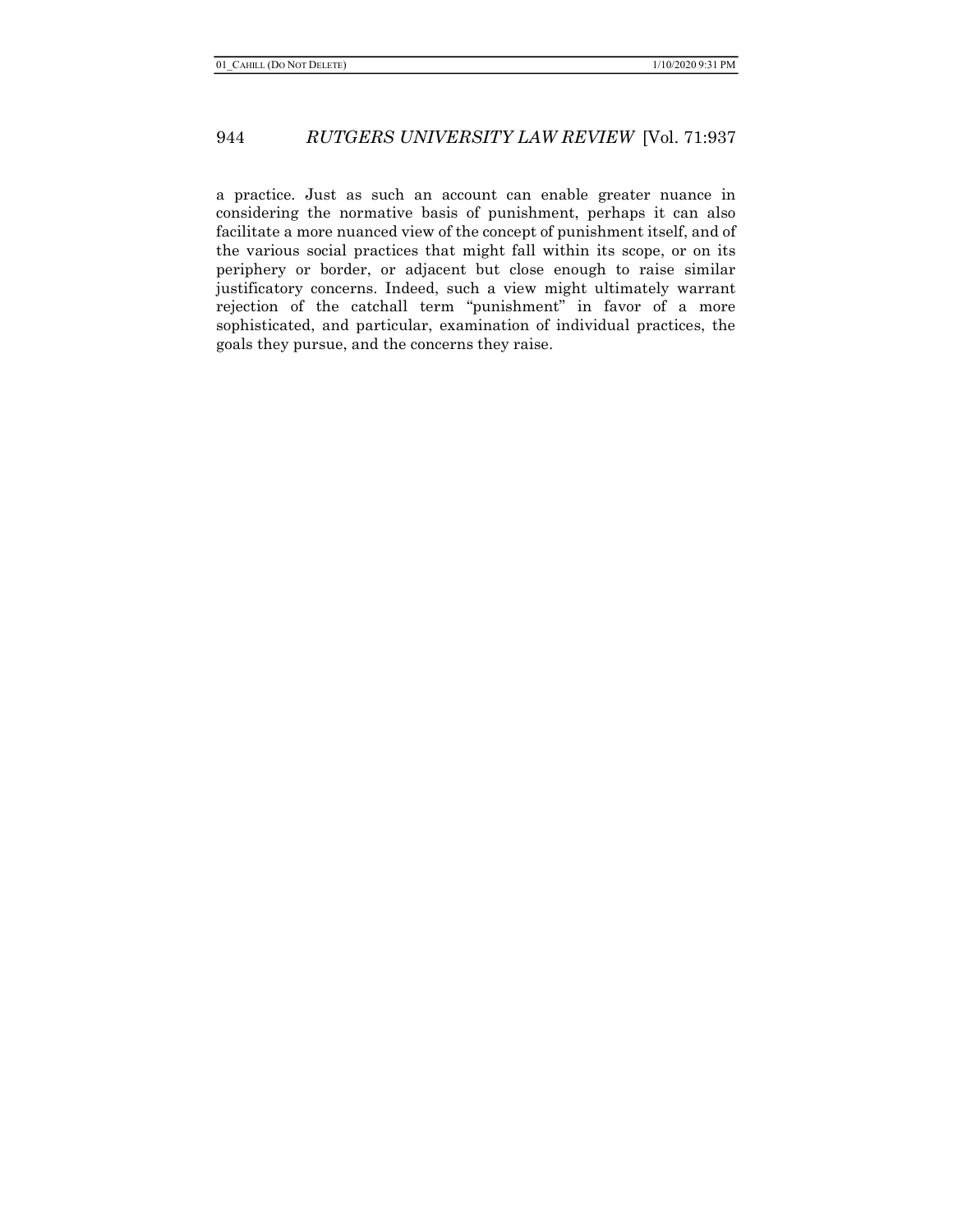a practice. Just as such an account can enable greater nuance in considering the normative basis of punishment, perhaps it can also facilitate a more nuanced view of the concept of punishment itself, and of the various social practices that might fall within its scope, or on its periphery or border, or adjacent but close enough to raise similar justificatory concerns. Indeed, such a view might ultimately warrant rejection of the catchall term "punishment" in favor of a more sophisticated, and particular, examination of individual practices, the goals they pursue, and the concerns they raise.